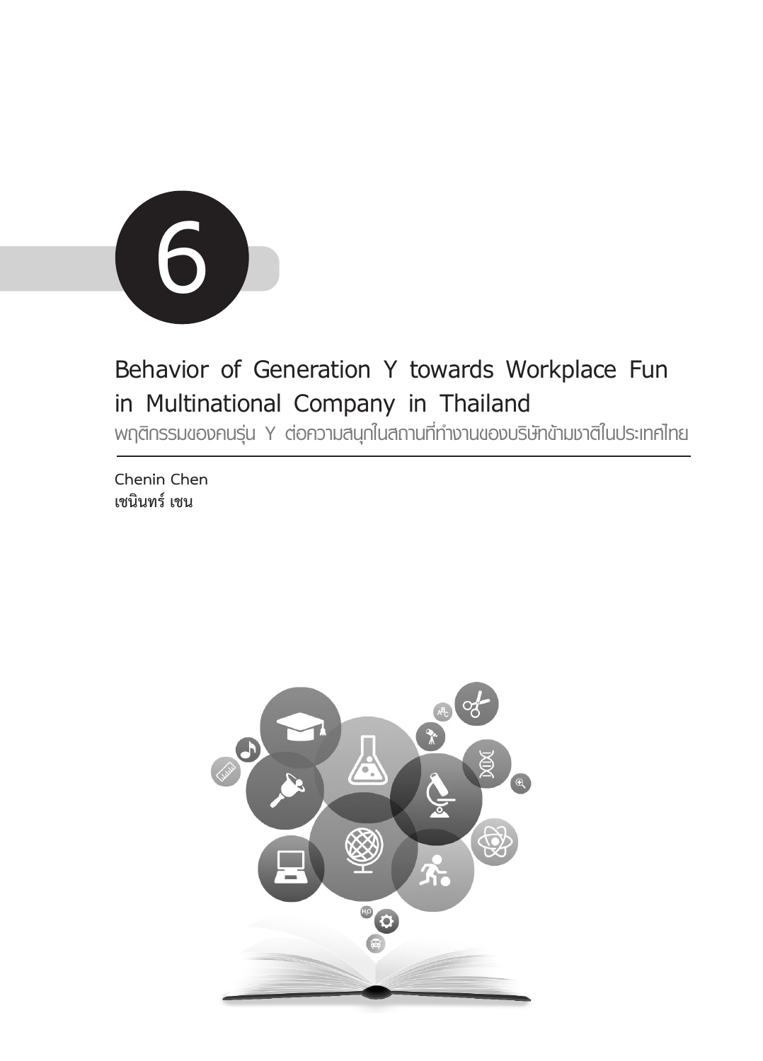6

# Behavior of Generation Y towards Workplace Fun in Multinational Company in Thailand

พฤติกรรมของคนรุ่น Y ต่อความสนุกในสถานที่ทำงานของบริษัทข้ามชาติในประเทศไทย

Chenin Chen
**เชนินทร์ เชน**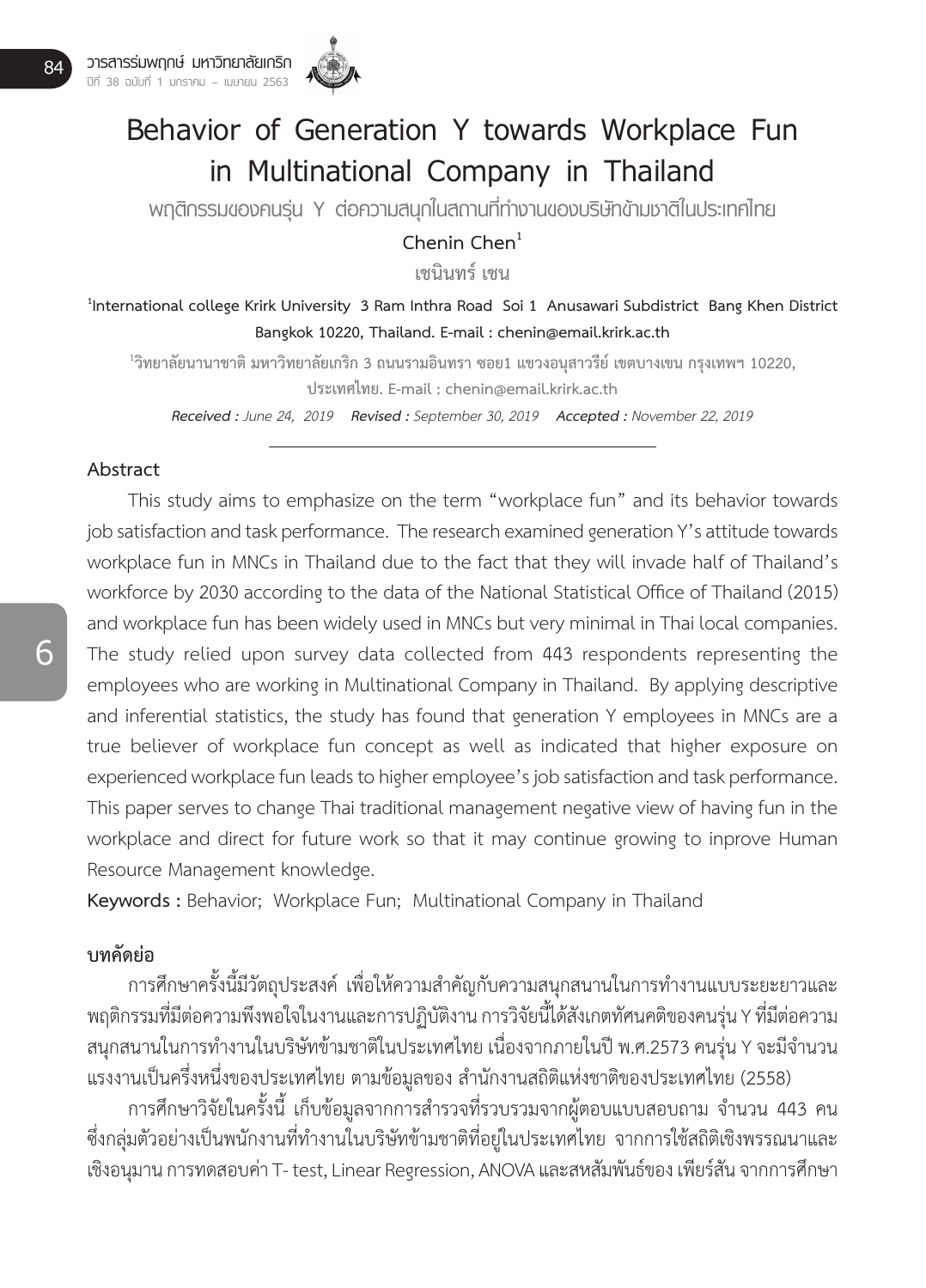# Behavior of Generation Y towards Workplace Fun in Multinational Company in Thailand

พฤติกรรมของคนรุ่น Y ต่อความสนุกในสถานที่ทำงานของบริษัทข้ามชาติในประเทศไทย

**Chenin Chen**[1]

**เชนินทร์ เชน**

[1]**International college Krirk University 3 Ram Inthra Road Soi 1 Anusawari Subdistrict Bang Khen District Bangkok 10220, Thailand. E-mail : chenin@email.krirk.ac.th**

[1]**วิทยาลัยนานาชาติ มหาวิทยาลัยเกริก 3 ถนนรามอินทรา ซอย1 แขวงอนุสาวรีย์ เขตบางเขน กรุงเทพฯ 10220, ประเทศไทย. E-mail : chenin@email.krirk.ac.th**

***Received :** June 24, 2019* ***Revised :** September 30, 2019* ***Accepted :** November 22, 2019*

## Abstract

This study aims to emphasize on the term "workplace fun" and its behavior towards job satisfaction and task performance. The research examined generation Y's attitude towards workplace fun in MNCs in Thailand due to the fact that they will invade half of Thailand's workforce by 2030 according to the data of the National Statistical Office of Thailand (2015) and workplace fun has been widely used in MNCs but very minimal in Thai local companies. The study relied upon survey data collected from 443 respondents representing the employees who are working in Multinational Company in Thailand. By applying descriptive and inferential statistics, the study has found that generation Y employees in MNCs are a true believer of workplace fun concept as well as indicated that higher exposure on experienced workplace fun leads to higher employee's job satisfaction and task performance. This paper serves to change Thai traditional management negative view of having fun in the workplace and direct for future work so that it may continue growing to inprove Human Resource Management knowledge.

**Keywords :** Behavior; Workplace Fun; Multinational Company in Thailand

## บทคัดย่อ

การศึกษาครั้งนี้มีวัตถุประสงค์ เพื่อให้ความสำคัญกับความสนุกสนานในการทำงานแบบระยะยาวและพฤติกรรมที่มีต่อความพึงพอใจในงานและการปฏิบัติงาน การวิจัยนี้ได้สังเกตทัศนคติของคนรุ่น Y ที่มีต่อความสนุกสนานในการทำงานในบริษัทข้ามชาติในประเทศไทย เนื่องจากภายในปี พ.ศ.2573 คนรุ่น Y จะมีจำนวนแรงงานเป็นครึ่งหนึ่งของประเทศไทย ตามข้อมูลของ สำนักงานสถิติแห่งชาติของประเทศไทย (2558)

การศึกษาวิจัยในครั้งนี้ เก็บข้อมูลจากการสำรวจที่รวบรวมจากผู้ตอบแบบสอบถาม จำนวน 443 คน ซึ่งกลุ่มตัวอย่างเป็นพนักงานที่ทำงานในบริษัทข้ามชาติที่อยู่ในประเทศไทย จากการใช้สถิติเชิงพรรณนาและเชิงอนุมาน การทดสอบค่า T- test, Linear Regression, ANOVA และสหสัมพันธ์ของ เพียร์สัน จากการศึกษา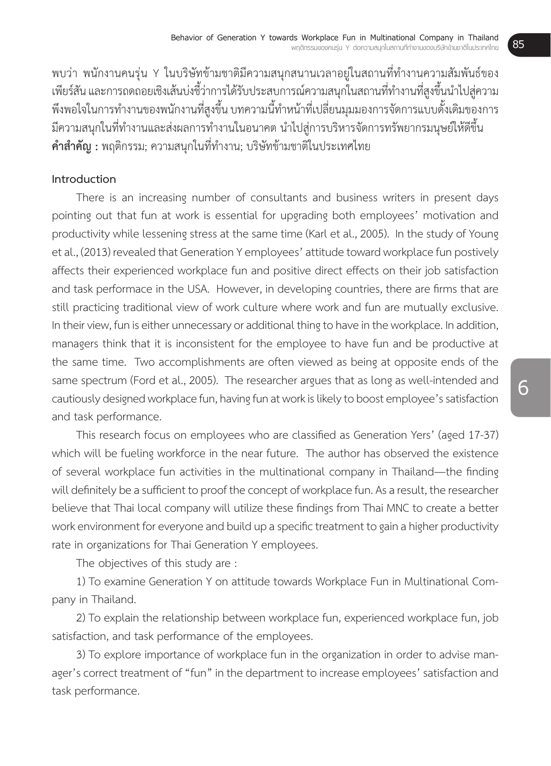พบว่า พนักงานคนรุ่น Y ในบริษัทข้ามชาติมีความสนุกสนานเวลาอยู่ในสถานที่ทำงานความสัมพันธ์ของเพียร์สัน และการถดถอยเชิงเส้นบ่งชี้ว่าการได้รับประสบการณ์ความสนุกในสถานที่ทำงานที่สูงขึ้นนำไปสู่ความพึงพอใจในการทำงานของพนักงานที่สูงขึ้น บทความนี้ทำหน้าที่เปลี่ยนมุมมองการจัดการแบบดั้งเดิมของการมีความสนุกในที่ทำงานและส่งผลการทำงานในอนาคต นำไปสู่การบริหารจัดการทรัพยากรมนุษย์ให้ดีขึ้น

**คำสำคัญ :** พฤติกรรม; ความสนุกในที่ทำงาน; บริษัทข้ามชาติในประเทศไทย

## Introduction

There is an increasing number of consultants and business writers in present days pointing out that fun at work is essential for upgrading both employees' motivation and productivity while lessening stress at the same time (Karl et al., 2005). In the study of Young et al., (2013) revealed that Generation Y employees' attitude toward workplace fun postively affects their experienced workplace fun and positive direct effects on their job satisfaction and task performace in the USA. However, in developing countries, there are firms that are still practicing traditional view of work culture where work and fun are mutually exclusive. In their view, fun is either unnecessary or additional thing to have in the workplace. In addition, managers think that it is inconsistent for the employee to have fun and be productive at the same time. Two accomplishments are often viewed as being at opposite ends of the same spectrum (Ford et al., 2005). The researcher argues that as long as well-intended and cautiously designed workplace fun, having fun at work is likely to boost employee's satisfaction and task performance.

This research focus on employees who are classified as Generation Yers' (aged 17-37) which will be fueling workforce in the near future. The author has observed the existence of several workplace fun activities in the multinational company in Thailand—the finding will definitely be a sufficient to proof the concept of workplace fun. As a result, the researcher believe that Thai local company will utilize these findings from Thai MNC to create a better work environment for everyone and build up a specific treatment to gain a higher productivity rate in organizations for Thai Generation Y employees.

The objectives of this study are :

1) To examine Generation Y on attitude towards Workplace Fun in Multinational Company in Thailand.

2) To explain the relationship between workplace fun, experienced workplace fun, job satisfaction, and task performance of the employees.

3) To explore importance of workplace fun in the organization in order to advise manager's correct treatment of "fun" in the department to increase employees' satisfaction and task performance.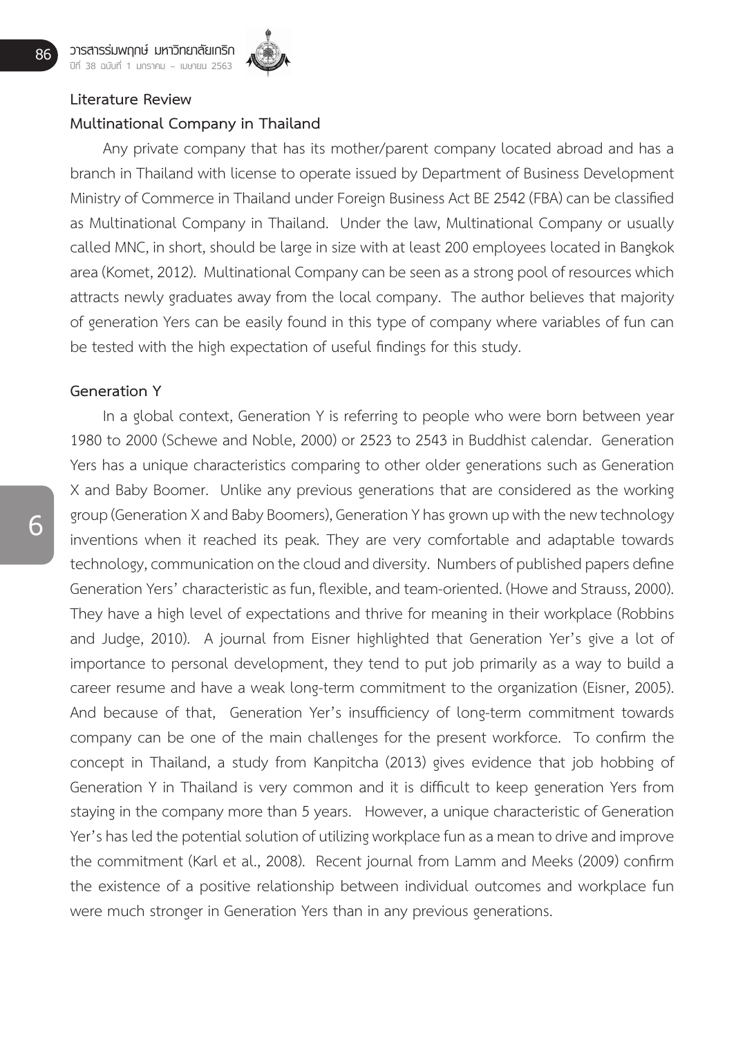## Literature Review

### Multinational Company in Thailand

Any private company that has its mother/parent company located abroad and has a branch in Thailand with license to operate issued by Department of Business Development Ministry of Commerce in Thailand under Foreign Business Act BE 2542 (FBA) can be classified as Multinational Company in Thailand. Under the law, Multinational Company or usually called MNC, in short, should be large in size with at least 200 employees located in Bangkok area (Komet, 2012). Multinational Company can be seen as a strong pool of resources which attracts newly graduates away from the local company. The author believes that majority of generation Yers can be easily found in this type of company where variables of fun can be tested with the high expectation of useful findings for this study.

### Generation Y

In a global context, Generation Y is referring to people who were born between year 1980 to 2000 (Schewe and Noble, 2000) or 2523 to 2543 in Buddhist calendar. Generation Yers has a unique characteristics comparing to other older generations such as Generation X and Baby Boomer. Unlike any previous generations that are considered as the working group (Generation X and Baby Boomers), Generation Y has grown up with the new technology inventions when it reached its peak. They are very comfortable and adaptable towards technology, communication on the cloud and diversity. Numbers of published papers define Generation Yers' characteristic as fun, flexible, and team-oriented. (Howe and Strauss, 2000). They have a high level of expectations and thrive for meaning in their workplace (Robbins and Judge, 2010). A journal from Eisner highlighted that Generation Yer's give a lot of importance to personal development, they tend to put job primarily as a way to build a career resume and have a weak long-term commitment to the organization (Eisner, 2005). And because of that, Generation Yer's insufficiency of long-term commitment towards company can be one of the main challenges for the present workforce. To confirm the concept in Thailand, a study from Kanpitcha (2013) gives evidence that job hobbing of Generation Y in Thailand is very common and it is difficult to keep generation Yers from staying in the company more than 5 years. However, a unique characteristic of Generation Yer's has led the potential solution of utilizing workplace fun as a mean to drive and improve the commitment (Karl et al., 2008). Recent journal from Lamm and Meeks (2009) confirm the existence of a positive relationship between individual outcomes and workplace fun were much stronger in Generation Yers than in any previous generations.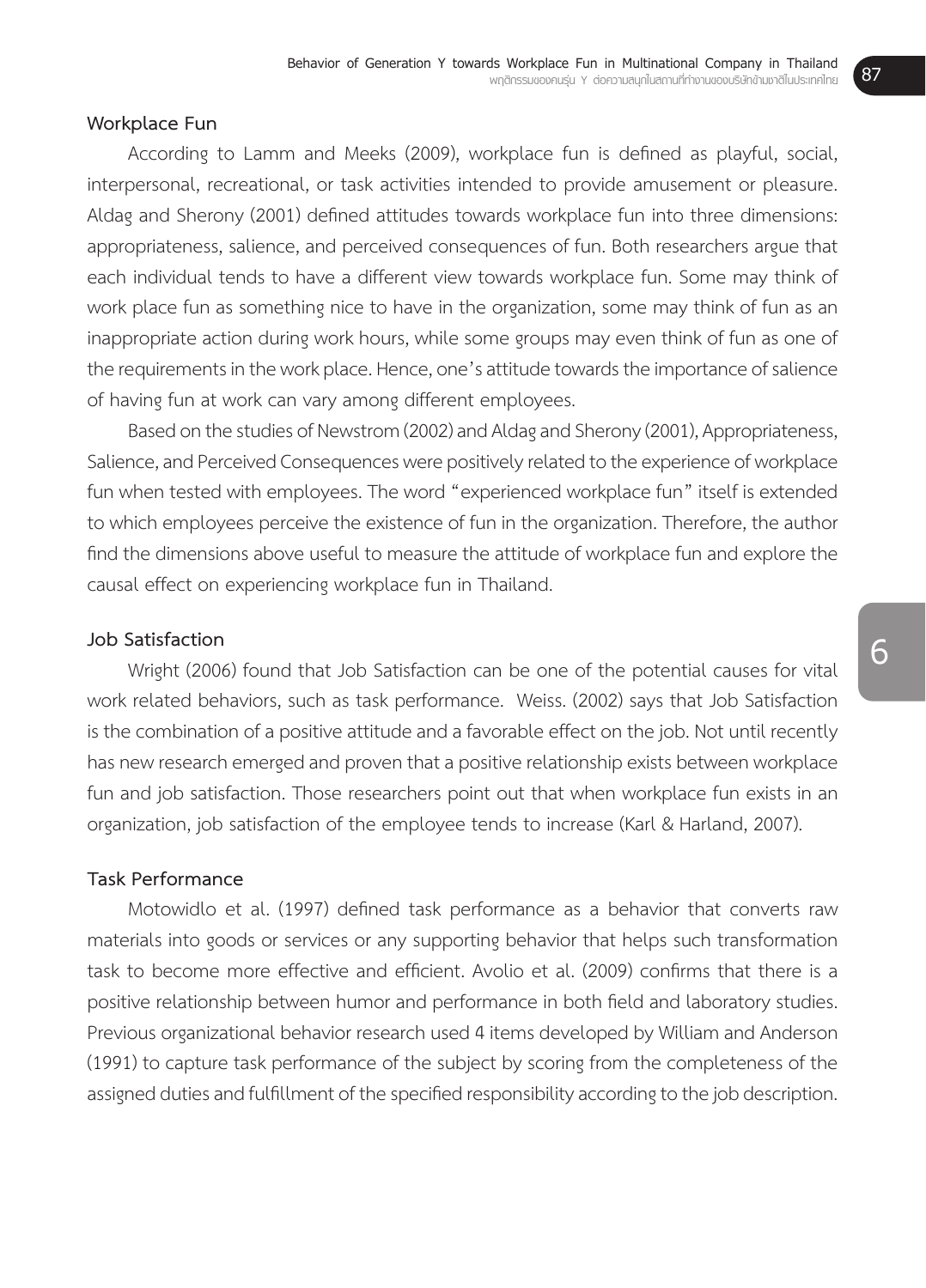### Workplace Fun

According to Lamm and Meeks (2009), workplace fun is defined as playful, social, interpersonal, recreational, or task activities intended to provide amusement or pleasure. Aldag and Sherony (2001) defined attitudes towards workplace fun into three dimensions: appropriateness, salience, and perceived consequences of fun. Both researchers argue that each individual tends to have a different view towards workplace fun. Some may think of work place fun as something nice to have in the organization, some may think of fun as an inappropriate action during work hours, while some groups may even think of fun as one of the requirements in the work place. Hence, one's attitude towards the importance of salience of having fun at work can vary among different employees.

Based on the studies of Newstrom (2002) and Aldag and Sherony (2001), Appropriateness, Salience, and Perceived Consequences were positively related to the experience of workplace fun when tested with employees. The word "experienced workplace fun" itself is extended to which employees perceive the existence of fun in the organization. Therefore, the author find the dimensions above useful to measure the attitude of workplace fun and explore the causal effect on experiencing workplace fun in Thailand.

### Job Satisfaction

Wright (2006) found that Job Satisfaction can be one of the potential causes for vital work related behaviors, such as task performance. Weiss. (2002) says that Job Satisfaction is the combination of a positive attitude and a favorable effect on the job. Not until recently has new research emerged and proven that a positive relationship exists between workplace fun and job satisfaction. Those researchers point out that when workplace fun exists in an organization, job satisfaction of the employee tends to increase (Karl & Harland, 2007).

### Task Performance

Motowidlo et al. (1997) defined task performance as a behavior that converts raw materials into goods or services or any supporting behavior that helps such transformation task to become more effective and efficient. Avolio et al. (2009) confirms that there is a positive relationship between humor and performance in both field and laboratory studies. Previous organizational behavior research used 4 items developed by William and Anderson (1991) to capture task performance of the subject by scoring from the completeness of the assigned duties and fulfillment of the specified responsibility according to the job description.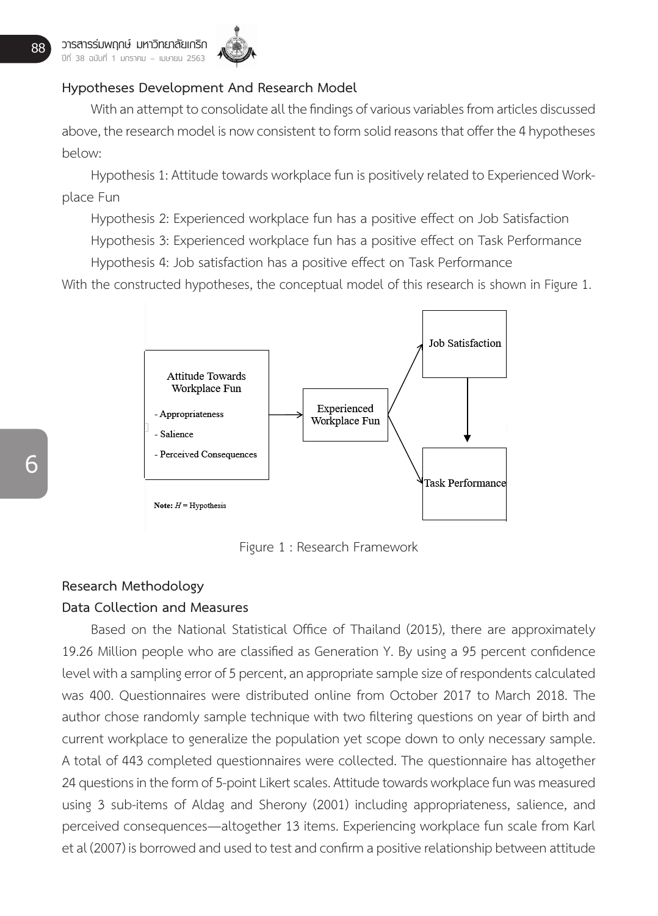### Hypotheses Development And Research Model

With an attempt to consolidate all the findings of various variables from articles discussed above, the research model is now consistent to form solid reasons that offer the 4 hypotheses below:

Hypothesis 1: Attitude towards workplace fun is positively related to Experienced Workplace Fun

Hypothesis 2: Experienced workplace fun has a positive effect on Job Satisfaction

Hypothesis 3: Experienced workplace fun has a positive effect on Task Performance

Hypothesis 4: Job satisfaction has a positive effect on Task Performance

With the constructed hypotheses, the conceptual model of this research is shown in Figure 1.

Attitude Towards Workplace Fun
- Appropriateness
- Salience
- Perceived Consequences

Experienced Workplace Fun

Job Satisfaction

Task Performance

**Note:** *H* = Hypothesis

Figure 1 : Research Framework

### Research Methodology

### Data Collection and Measures

Based on the National Statistical Office of Thailand (2015), there are approximately 19.26 Million people who are classified as Generation Y. By using a 95 percent confidence level with a sampling error of 5 percent, an appropriate sample size of respondents calculated was 400. Questionnaires were distributed online from October 2017 to March 2018. The author chose randomly sample technique with two filtering questions on year of birth and current workplace to generalize the population yet scope down to only necessary sample. A total of 443 completed questionnaires were collected. The questionnaire has altogether 24 questions in the form of 5-point Likert scales. Attitude towards workplace fun was measured using 3 sub-items of Aldag and Sherony (2001) including appropriateness, salience, and perceived consequences—altogether 13 items. Experiencing workplace fun scale from Karl et al (2007) is borrowed and used to test and confirm a positive relationship between attitude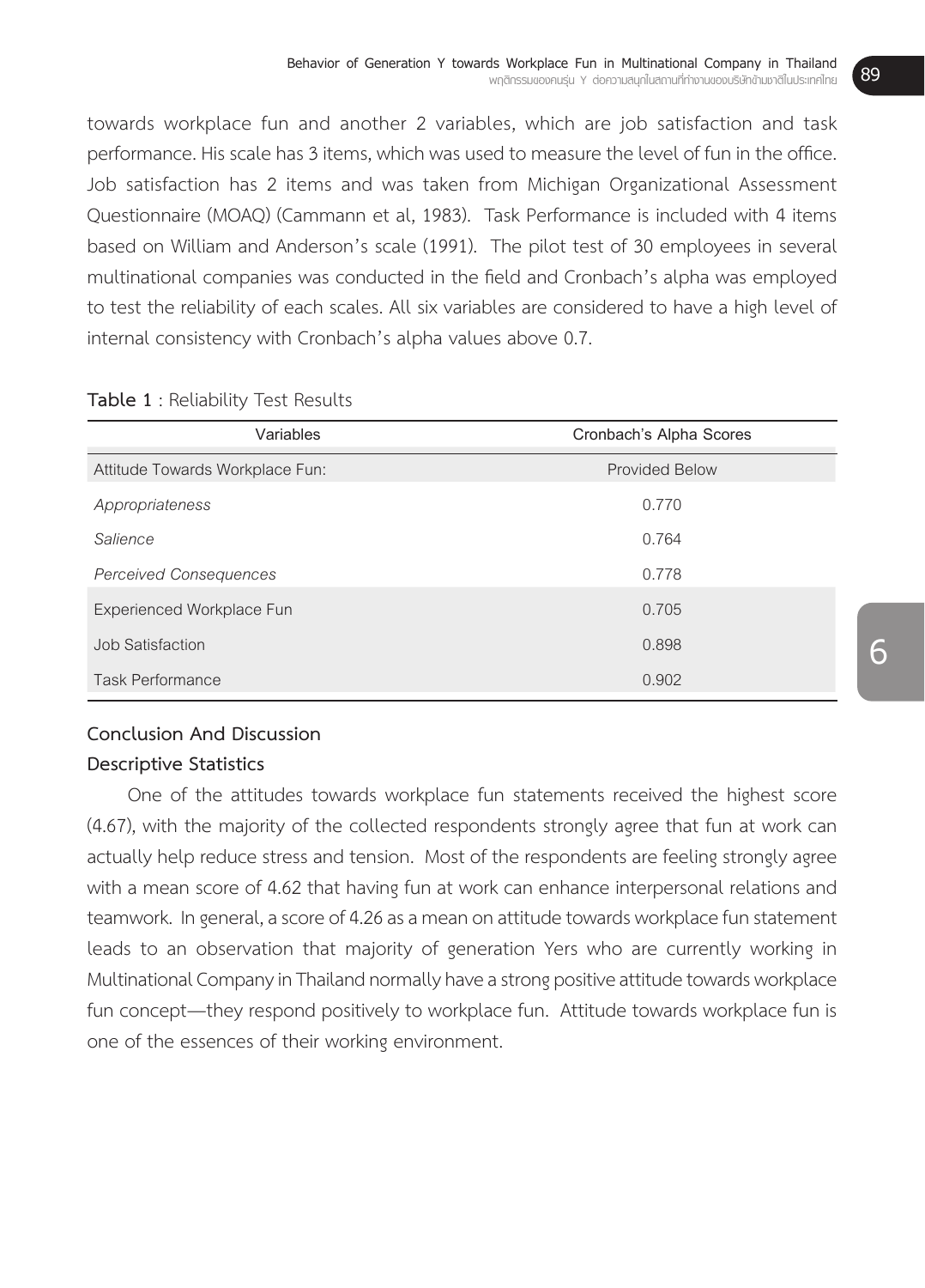towards workplace fun and another 2 variables, which are job satisfaction and task performance. His scale has 3 items, which was used to measure the level of fun in the office. Job satisfaction has 2 items and was taken from Michigan Organizational Assessment Questionnaire (MOAQ) (Cammann et al, 1983). Task Performance is included with 4 items based on William and Anderson's scale (1991). The pilot test of 30 employees in several multinational companies was conducted in the field and Cronbach's alpha was employed to test the reliability of each scales. All six variables are considered to have a high level of internal consistency with Cronbach's alpha values above 0.7.

**Table 1** : Reliability Test Results

| Variables | Cronbach's Alpha Scores |
|---|---|
| Attitude Towards Workplace Fun: | Provided Below |
| *Appropriateness* | 0.770 |
| *Salience* | 0.764 |
| *Perceived Consequences* | 0.778 |
| Experienced Workplace Fun | 0.705 |
| Job Satisfaction | 0.898 |
| Task Performance | 0.902 |

## Conclusion And Discussion

### Descriptive Statistics

One of the attitudes towards workplace fun statements received the highest score (4.67), with the majority of the collected respondents strongly agree that fun at work can actually help reduce stress and tension. Most of the respondents are feeling strongly agree with a mean score of 4.62 that having fun at work can enhance interpersonal relations and teamwork. In general, a score of 4.26 as a mean on attitude towards workplace fun statement leads to an observation that majority of generation Yers who are currently working in Multinational Company in Thailand normally have a strong positive attitude towards workplace fun concept—they respond positively to workplace fun. Attitude towards workplace fun is one of the essences of their working environment.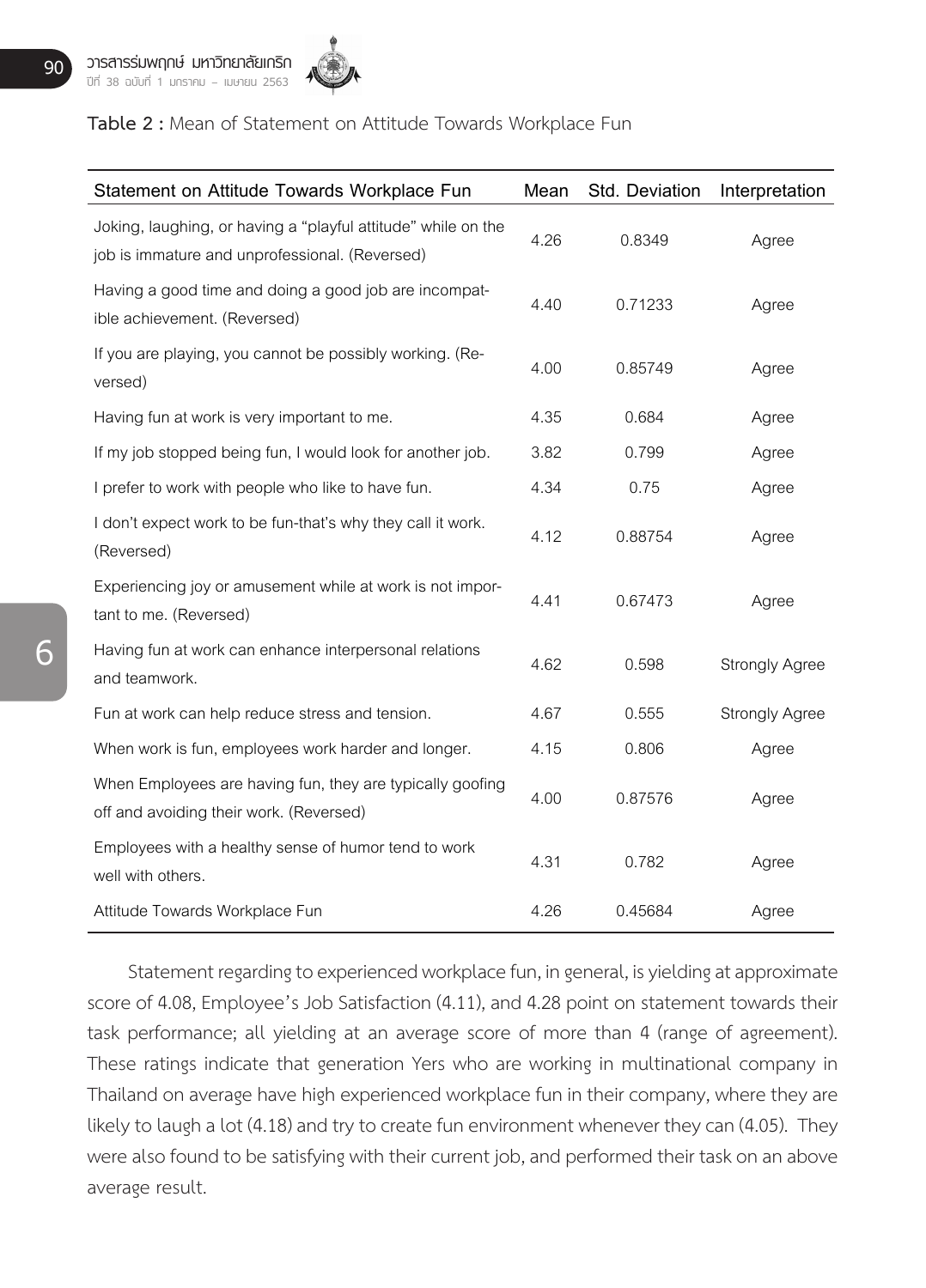**Table 2 :** Mean of Statement on Attitude Towards Workplace Fun

| Statement on Attitude Towards Workplace Fun | Mean | Std. Deviation | Interpretation |
|---|---|---|---|
| Joking, laughing, or having a "playful attitude" while on the job is immature and unprofessional. (Reversed) | 4.26 | 0.8349 | Agree |
| Having a good time and doing a good job are incompatible achievement. (Reversed) | 4.40 | 0.71233 | Agree |
| If you are playing, you cannot be possibly working. (Reversed) | 4.00 | 0.85749 | Agree |
| Having fun at work is very important to me. | 4.35 | 0.684 | Agree |
| If my job stopped being fun, I would look for another job. | 3.82 | 0.799 | Agree |
| I prefer to work with people who like to have fun. | 4.34 | 0.75 | Agree |
| I don't expect work to be fun-that's why they call it work. (Reversed) | 4.12 | 0.88754 | Agree |
| Experiencing joy or amusement while at work is not important to me. (Reversed) | 4.41 | 0.67473 | Agree |
| Having fun at work can enhance interpersonal relations and teamwork. | 4.62 | 0.598 | Strongly Agree |
| Fun at work can help reduce stress and tension. | 4.67 | 0.555 | Strongly Agree |
| When work is fun, employees work harder and longer. | 4.15 | 0.806 | Agree |
| When Employees are having fun, they are typically goofing off and avoiding their work. (Reversed) | 4.00 | 0.87576 | Agree |
| Employees with a healthy sense of humor tend to work well with others. | 4.31 | 0.782 | Agree |
| Attitude Towards Workplace Fun | 4.26 | 0.45684 | Agree |

Statement regarding to experienced workplace fun, in general, is yielding at approximate score of 4.08, Employee's Job Satisfaction (4.11), and 4.28 point on statement towards their task performance; all yielding at an average score of more than 4 (range of agreement). These ratings indicate that generation Yers who are working in multinational company in Thailand on average have high experienced workplace fun in their company, where they are likely to laugh a lot (4.18) and try to create fun environment whenever they can (4.05). They were also found to be satisfying with their current job, and performed their task on an above average result.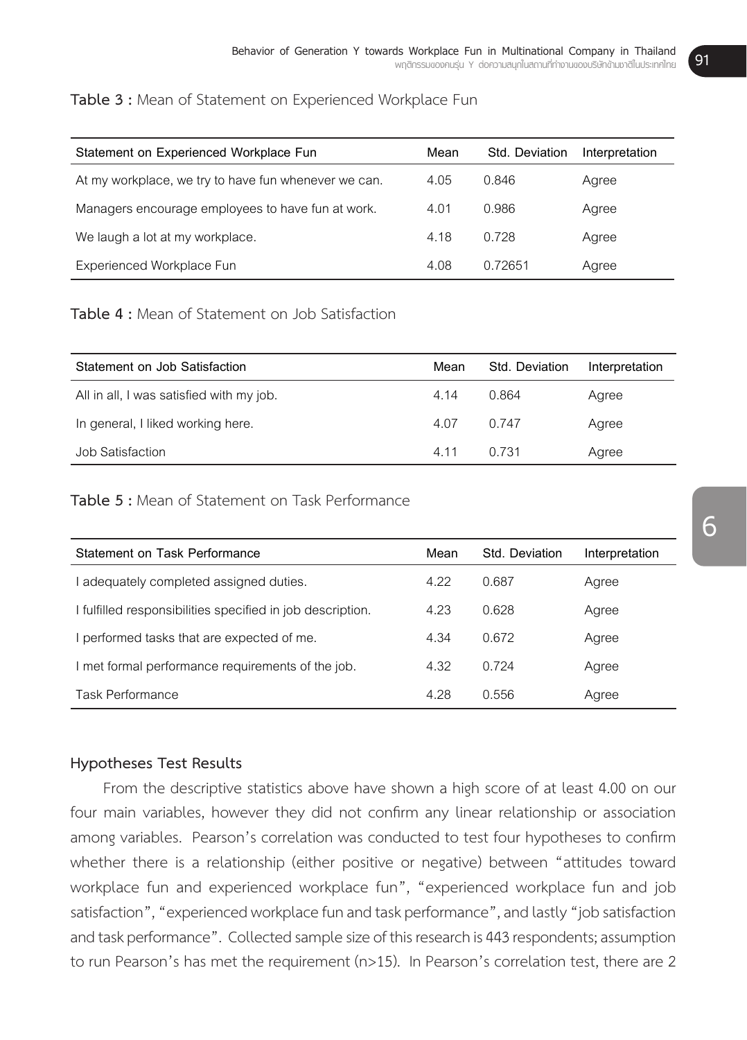**Table 3 :** Mean of Statement on Experienced Workplace Fun

| Statement on Experienced Workplace Fun | Mean | Std. Deviation | Interpretation |
| --- | --- | --- | --- |
| At my workplace, we try to have fun whenever we can. | 4.05 | 0.846 | Agree |
| Managers encourage employees to have fun at work. | 4.01 | 0.986 | Agree |
| We laugh a lot at my workplace. | 4.18 | 0.728 | Agree |
| Experienced Workplace Fun | 4.08 | 0.72651 | Agree |

**Table 4 :** Mean of Statement on Job Satisfaction

| Statement on Job Satisfaction | Mean | Std. Deviation | Interpretation |
| --- | --- | --- | --- |
| All in all, I was satisfied with my job. | 4.14 | 0.864 | Agree |
| In general, I liked working here. | 4.07 | 0.747 | Agree |
| Job Satisfaction | 4.11 | 0.731 | Agree |

**Table 5 :** Mean of Statement on Task Performance

| Statement on Task Performance | Mean | Std. Deviation | Interpretation |
| --- | --- | --- | --- |
| I adequately completed assigned duties. | 4.22 | 0.687 | Agree |
| I fulfilled responsibilities specified in job description. | 4.23 | 0.628 | Agree |
| I performed tasks that are expected of me. | 4.34 | 0.672 | Agree |
| I met formal performance requirements of the job. | 4.32 | 0.724 | Agree |
| Task Performance | 4.28 | 0.556 | Agree |

### Hypotheses Test Results

From the descriptive statistics above have shown a high score of at least 4.00 on our four main variables, however they did not confirm any linear relationship or association among variables. Pearson's correlation was conducted to test four hypotheses to confirm whether there is a relationship (either positive or negative) between "attitudes toward workplace fun and experienced workplace fun", "experienced workplace fun and job satisfaction", "experienced workplace fun and task performance", and lastly "job satisfaction and task performance". Collected sample size of this research is 443 respondents; assumption to run Pearson's has met the requirement ($n>15$). In Pearson's correlation test, there are 2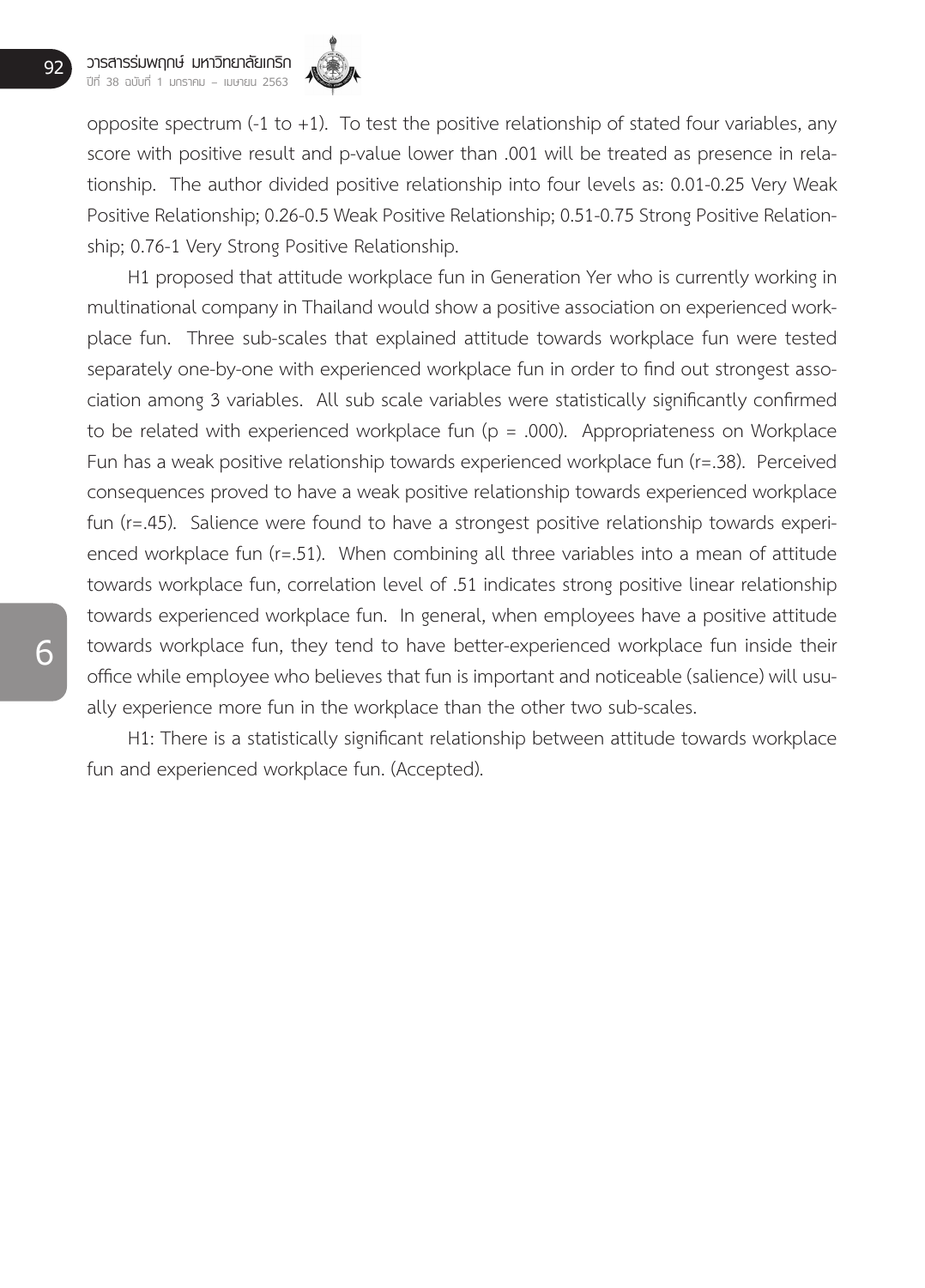opposite spectrum (-1 to +1). To test the positive relationship of stated four variables, any score with positive result and p-value lower than .001 will be treated as presence in relationship. The author divided positive relationship into four levels as: 0.01-0.25 Very Weak Positive Relationship; 0.26-0.5 Weak Positive Relationship; 0.51-0.75 Strong Positive Relationship; 0.76-1 Very Strong Positive Relationship.

H1 proposed that attitude workplace fun in Generation Yer who is currently working in multinational company in Thailand would show a positive association on experienced workplace fun. Three sub-scales that explained attitude towards workplace fun were tested separately one-by-one with experienced workplace fun in order to find out strongest association among 3 variables. All sub scale variables were statistically significantly confirmed to be related with experienced workplace fun ($p = .000$). Appropriateness on Workplace Fun has a weak positive relationship towards experienced workplace fun ($r=.38$). Perceived consequences proved to have a weak positive relationship towards experienced workplace fun ($r=.45$). Salience were found to have a strongest positive relationship towards experienced workplace fun ($r=.51$). When combining all three variables into a mean of attitude towards workplace fun, correlation level of .51 indicates strong positive linear relationship towards experienced workplace fun. In general, when employees have a positive attitude towards workplace fun, they tend to have better-experienced workplace fun inside their office while employee who believes that fun is important and noticeable (salience) will usually experience more fun in the workplace than the other two sub-scales.

H1: There is a statistically significant relationship between attitude towards workplace fun and experienced workplace fun. (Accepted).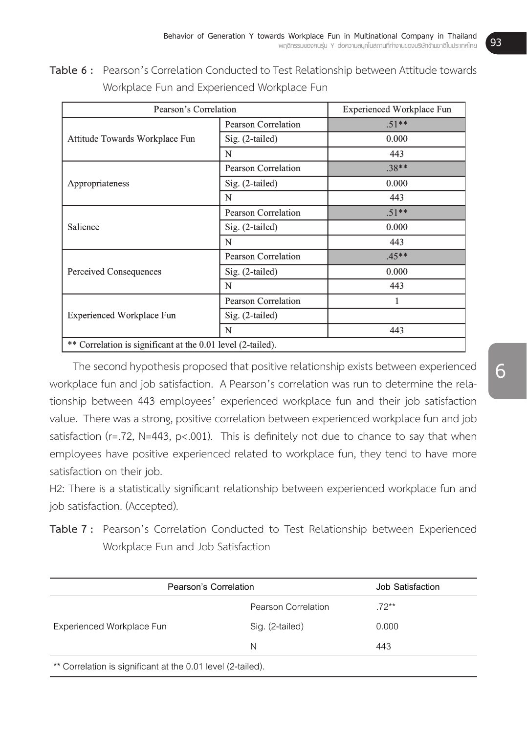**Table 6 :** Pearson's Correlation Conducted to Test Relationship between Attitude towards Workplace Fun and Experienced Workplace Fun

| Pearson's Correlation | | Experienced Workplace Fun |
|---|---|---|
| Attitude Towards Workplace Fun | Pearson Correlation | .51** |
| | Sig. (2-tailed) | 0.000 |
| | N | 443 |
| Appropriateness | Pearson Correlation | .38** |
| | Sig. (2-tailed) | 0.000 |
| | N | 443 |
| Salience | Pearson Correlation | .51** |
| | Sig. (2-tailed) | 0.000 |
| | N | 443 |
| Perceived Consequences | Pearson Correlation | .45** |
| | Sig. (2-tailed) | 0.000 |
| | N | 443 |
| Experienced Workplace Fun | Pearson Correlation | 1 |
| | Sig. (2-tailed) | |
| | N | 443 |

** Correlation is significant at the 0.01 level (2-tailed).

The second hypothesis proposed that positive relationship exists between experienced workplace fun and job satisfaction. A Pearson's correlation was run to determine the relationship between 443 employees' experienced workplace fun and their job satisfaction value. There was a strong, positive correlation between experienced workplace fun and job satisfaction ($r=.72$, $N=443$, $p<.001$). This is definitely not due to chance to say that when employees have positive experienced related to workplace fun, they tend to have more satisfaction on their job.

H2: There is a statistically significant relationship between experienced workplace fun and job satisfaction. (Accepted).

**Table 7 :** Pearson's Correlation Conducted to Test Relationship between Experienced Workplace Fun and Job Satisfaction

| Pearson's Correlation | | Job Satisfaction |
|---|---|---|
| Experienced Workplace Fun | Pearson Correlation | .72** |
| | Sig. (2-tailed) | 0.000 |
| | N | 443 |

** Correlation is significant at the 0.01 level (2-tailed).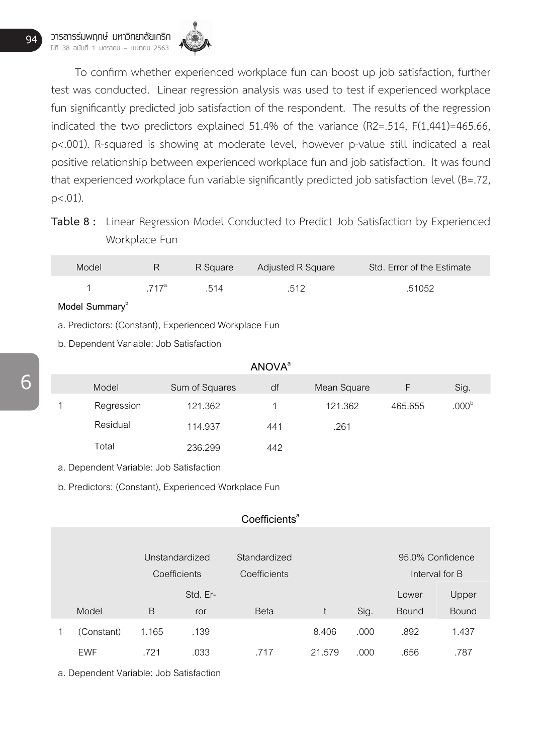To confirm whether experienced workplace fun can boost up job satisfaction, further test was conducted. Linear regression analysis was used to test if experienced workplace fun significantly predicted job satisfaction of the respondent. The results of the regression indicated the two predictors explained 51.4% of the variance ($R2=.514$, $F(1,441)=465.66$, $p<.001$). R-squared is showing at moderate level, however p-value still indicated a real positive relationship between experienced workplace fun and job satisfaction. It was found that experienced workplace fun variable significantly predicted job satisfaction level ($B=.72$, $p<.01$).

**Table 8 :** Linear Regression Model Conducted to Predict Job Satisfaction by Experienced Workplace Fun

| Model | R | R Square | Adjusted R Square | Std. Error of the Estimate |
|---|---|---|---|---|
| 1 | .717[a] | .514 | .512 | .51052 |

**Model Summary[b]**

a. Predictors: (Constant), Experienced Workplace Fun

b. Dependent Variable: Job Satisfaction

**ANOVA[a]**

| | Model | Sum of Squares | df | Mean Square | F | Sig. |
|---|---|---|---|---|---|---|
| 1 | Regression | 121.362 | 1 | 121.362 | 465.655 | .000[b] |
| | Residual | 114.937 | 441 | .261 | | |
| | Total | 236.299 | 442 | | | |

a. Dependent Variable: Job Satisfaction

b. Predictors: (Constant), Experienced Workplace Fun

**Coefficients[a]**

| | | Unstandardized Coefficients | | Standardized Coefficients | | | 95.0% Confidence Interval for B | |
|---|---|---|---|---|---|---|---|---|
| | Model | B | Std. Error | Beta | t | Sig. | Lower Bound | Upper Bound |
| 1 | (Constant) | 1.165 | .139 | | 8.406 | .000 | .892 | 1.437 |
| | EWF | .721 | .033 | .717 | 21.579 | .000 | .656 | .787 |

a. Dependent Variable: Job Satisfaction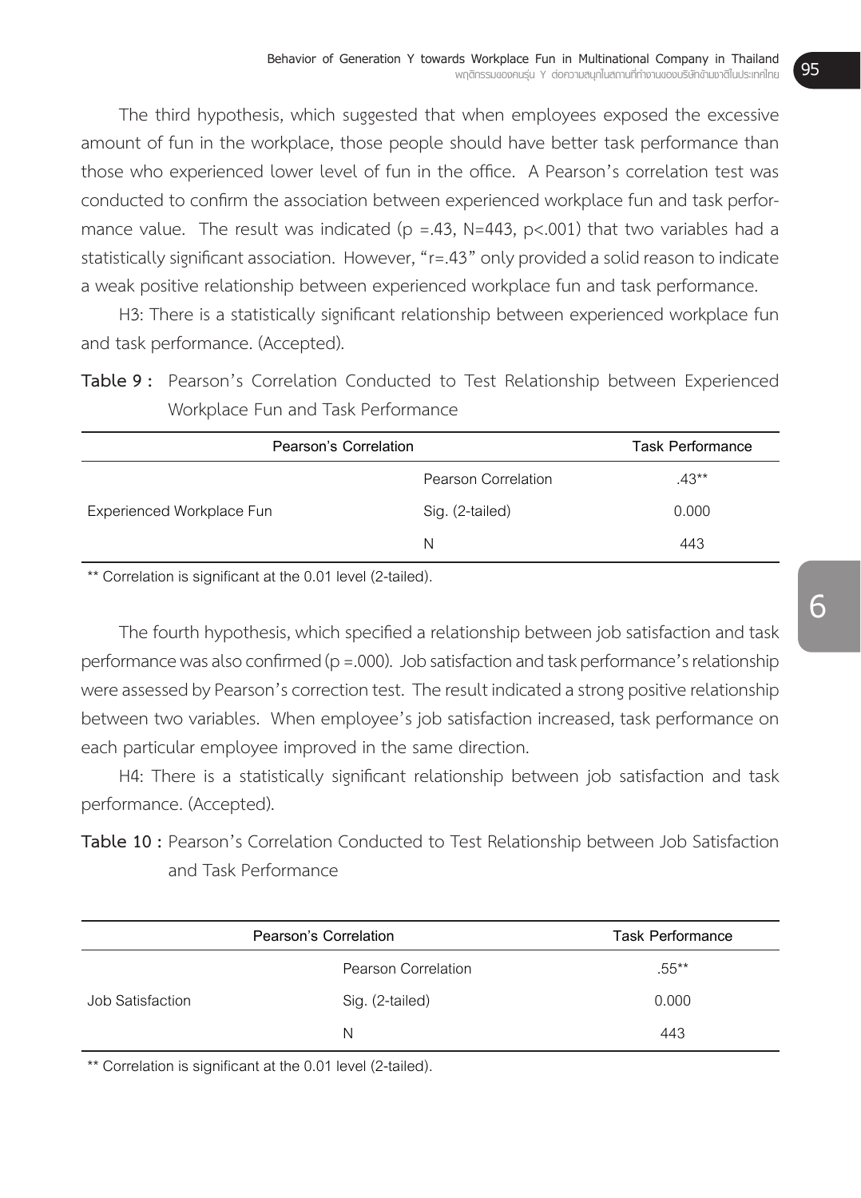The third hypothesis, which suggested that when employees exposed the excessive amount of fun in the workplace, those people should have better task performance than those who experienced lower level of fun in the office. A Pearson's correlation test was conducted to confirm the association between experienced workplace fun and task performance value. The result was indicated ($p = .43$, $N=443$, $p<.001$) that two variables had a statistically significant association. However, "$r=.43$" only provided a solid reason to indicate a weak positive relationship between experienced workplace fun and task performance.

H3: There is a statistically significant relationship between experienced workplace fun and task performance. (Accepted).

**Table 9 :** Pearson's Correlation Conducted to Test Relationship between Experienced Workplace Fun and Task Performance

| Pearson's Correlation | | Task Performance |
|---|---|---|
| Experienced Workplace Fun | Pearson Correlation | .43** |
| | Sig. (2-tailed) | 0.000 |
| | N | 443 |

** Correlation is significant at the 0.01 level (2-tailed).

The fourth hypothesis, which specified a relationship between job satisfaction and task performance was also confirmed ($p = .000$). Job satisfaction and task performance's relationship were assessed by Pearson's correction test. The result indicated a strong positive relationship between two variables. When employee's job satisfaction increased, task performance on each particular employee improved in the same direction.

H4: There is a statistically significant relationship between job satisfaction and task performance. (Accepted).

**Table 10 :** Pearson's Correlation Conducted to Test Relationship between Job Satisfaction and Task Performance

| Pearson's Correlation | | Task Performance |
|---|---|---|
| Job Satisfaction | Pearson Correlation | .55** |
| | Sig. (2-tailed) | 0.000 |
| | N | 443 |

** Correlation is significant at the 0.01 level (2-tailed).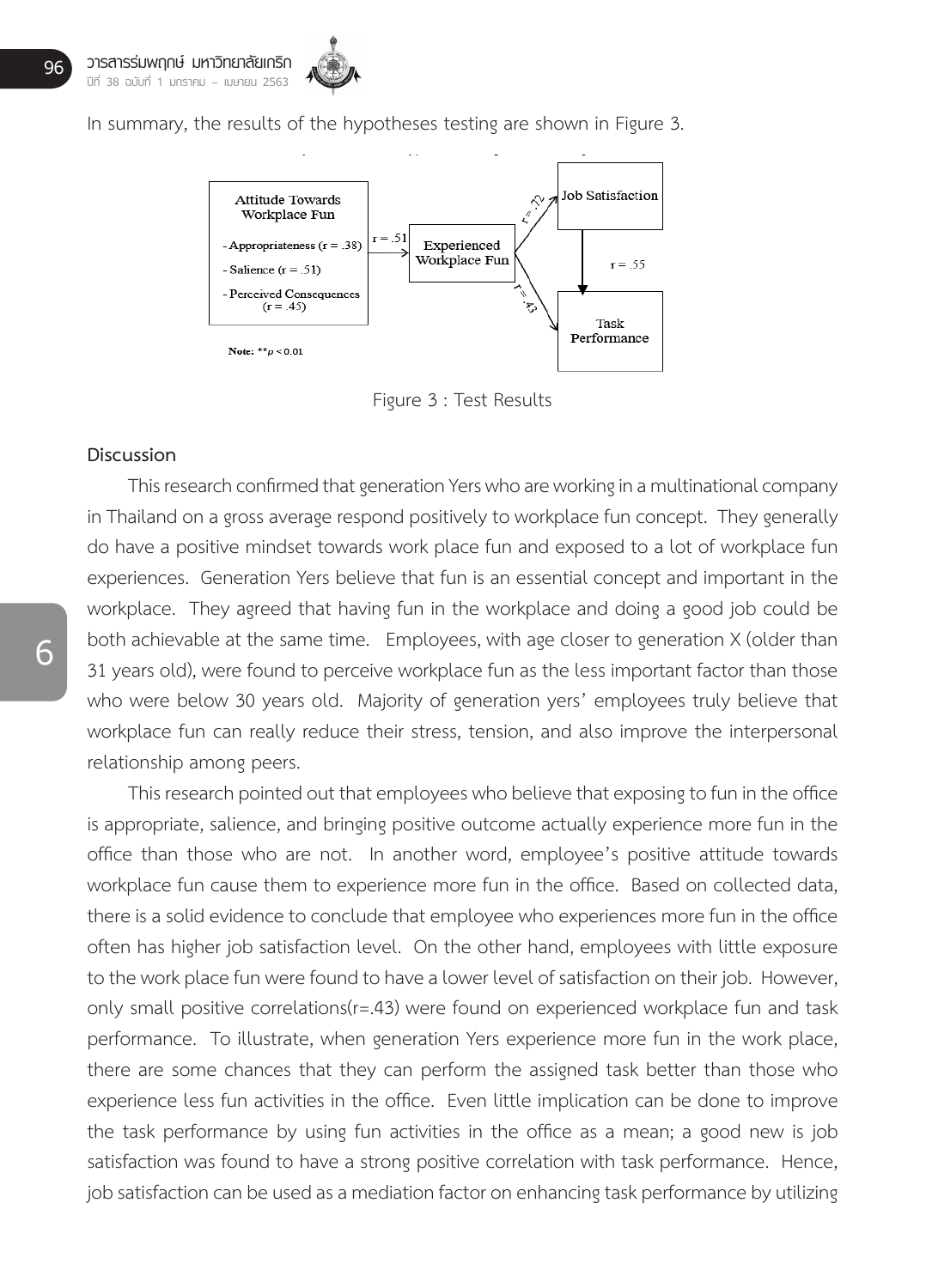In summary, the results of the hypotheses testing are shown in Figure 3.

Figure 3 : Test Results

## Discussion

This research confirmed that generation Yers who are working in a multinational company in Thailand on a gross average respond positively to workplace fun concept. They generally do have a positive mindset towards work place fun and exposed to a lot of workplace fun experiences. Generation Yers believe that fun is an essential concept and important in the workplace. They agreed that having fun in the workplace and doing a good job could be both achievable at the same time. Employees, with age closer to generation X (older than 31 years old), were found to perceive workplace fun as the less important factor than those who were below 30 years old. Majority of generation yers' employees truly believe that workplace fun can really reduce their stress, tension, and also improve the interpersonal relationship among peers.

This research pointed out that employees who believe that exposing to fun in the office is appropriate, salience, and bringing positive outcome actually experience more fun in the office than those who are not. In another word, employee's positive attitude towards workplace fun cause them to experience more fun in the office. Based on collected data, there is a solid evidence to conclude that employee who experiences more fun in the office often has higher job satisfaction level. On the other hand, employees with little exposure to the work place fun were found to have a lower level of satisfaction on their job. However, only small positive correlations($r$=.43) were found on experienced workplace fun and task performance. To illustrate, when generation Yers experience more fun in the work place, there are some chances that they can perform the assigned task better than those who experience less fun activities in the office. Even little implication can be done to improve the task performance by using fun activities in the office as a mean; a good new is job satisfaction was found to have a strong positive correlation with task performance. Hence, job satisfaction can be used as a mediation factor on enhancing task performance by utilizing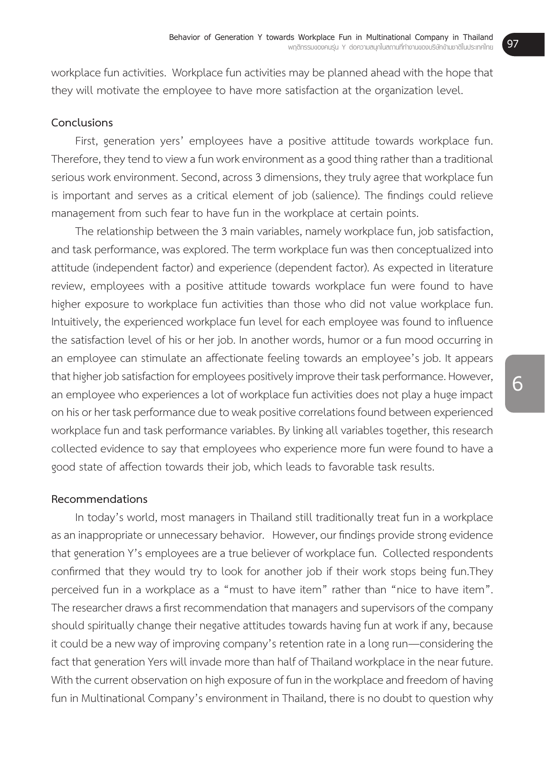workplace fun activities. Workplace fun activities may be planned ahead with the hope that they will motivate the employee to have more satisfaction at the organization level.

### Conclusions

First, generation yers' employees have a positive attitude towards workplace fun. Therefore, they tend to view a fun work environment as a good thing rather than a traditional serious work environment. Second, across 3 dimensions, they truly agree that workplace fun is important and serves as a critical element of job (salience). The findings could relieve management from such fear to have fun in the workplace at certain points.

The relationship between the 3 main variables, namely workplace fun, job satisfaction, and task performance, was explored. The term workplace fun was then conceptualized into attitude (independent factor) and experience (dependent factor). As expected in literature review, employees with a positive attitude towards workplace fun were found to have higher exposure to workplace fun activities than those who did not value workplace fun. Intuitively, the experienced workplace fun level for each employee was found to influence the satisfaction level of his or her job. In another words, humor or a fun mood occurring in an employee can stimulate an affectionate feeling towards an employee's job. It appears that higher job satisfaction for employees positively improve their task performance. However, an employee who experiences a lot of workplace fun activities does not play a huge impact on his or her task performance due to weak positive correlations found between experienced workplace fun and task performance variables. By linking all variables together, this research collected evidence to say that employees who experience more fun were found to have a good state of affection towards their job, which leads to favorable task results.

### Recommendations

In today's world, most managers in Thailand still traditionally treat fun in a workplace as an inappropriate or unnecessary behavior. However, our findings provide strong evidence that generation Y's employees are a true believer of workplace fun. Collected respondents confirmed that they would try to look for another job if their work stops being fun.They perceived fun in a workplace as a "must to have item" rather than "nice to have item". The researcher draws a first recommendation that managers and supervisors of the company should spiritually change their negative attitudes towards having fun at work if any, because it could be a new way of improving company's retention rate in a long run—considering the fact that generation Yers will invade more than half of Thailand workplace in the near future. With the current observation on high exposure of fun in the workplace and freedom of having fun in Multinational Company's environment in Thailand, there is no doubt to question why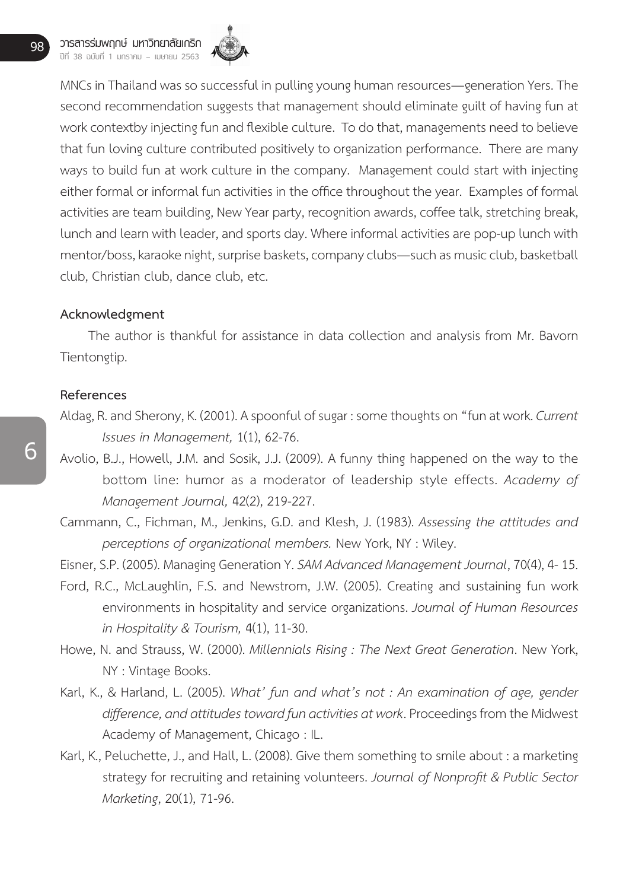MNCs in Thailand was so successful in pulling young human resources—generation Yers. The second recommendation suggests that management should eliminate guilt of having fun at work contextby injecting fun and flexible culture. To do that, managements need to believe that fun loving culture contributed positively to organization performance. There are many ways to build fun at work culture in the company. Management could start with injecting either formal or informal fun activities in the office throughout the year. Examples of formal activities are team building, New Year party, recognition awards, coffee talk, stretching break, lunch and learn with leader, and sports day. Where informal activities are pop-up lunch with mentor/boss, karaoke night, surprise baskets, company clubs—such as music club, basketball club, Christian club, dance club, etc.

## Acknowledgment

The author is thankful for assistance in data collection and analysis from Mr. Bavorn Tientongtip.

## References

Aldag, R. and Sherony, K. (2001). A spoonful of sugar : some thoughts on "fun at work. *Current Issues in Management,* 1(1), 62-76.

Avolio, B.J., Howell, J.M. and Sosik, J.J. (2009). A funny thing happened on the way to the bottom line: humor as a moderator of leadership style effects. *Academy of Management Journal,* 42(2), 219-227.

Cammann, C., Fichman, M., Jenkins, G.D. and Klesh, J. (1983). *Assessing the attitudes and perceptions of organizational members.* New York, NY : Wiley.

Eisner, S.P. (2005). Managing Generation Y. *SAM Advanced Management Journal*, 70(4), 4- 15.

Ford, R.C., McLaughlin, F.S. and Newstrom, J.W. (2005). Creating and sustaining fun work environments in hospitality and service organizations. *Journal of Human Resources in Hospitality & Tourism,* 4(1), 11-30.

Howe, N. and Strauss, W. (2000). *Millennials Rising : The Next Great Generation*. New York, NY : Vintage Books.

Karl, K., & Harland, L. (2005). *What' fun and what's not : An examination of age, gender difference, and attitudes toward fun activities at work*. Proceedings from the Midwest Academy of Management, Chicago : IL.

Karl, K., Peluchette, J., and Hall, L. (2008). Give them something to smile about : a marketing strategy for recruiting and retaining volunteers. *Journal of Nonprofit & Public Sector Marketing*, 20(1), 71-96.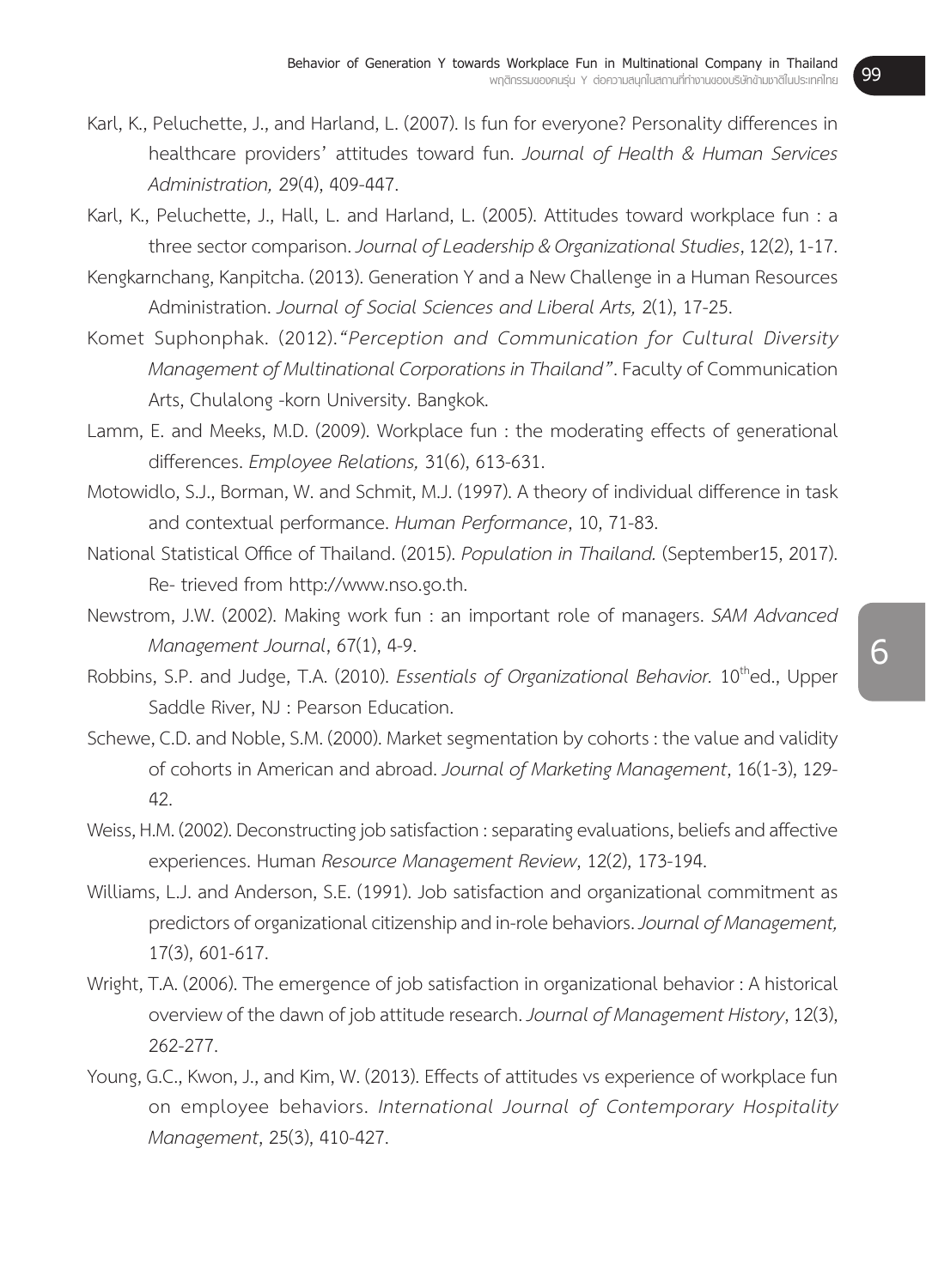Karl, K., Peluchette, J., and Harland, L. (2007). Is fun for everyone? Personality differences in healthcare providers' attitudes toward fun. *Journal of Health & Human Services Administration,* 29(4), 409-447.

Karl, K., Peluchette, J., Hall, L. and Harland, L. (2005). Attitudes toward workplace fun : a three sector comparison. *Journal of Leadership & Organizational Studies*, 12(2), 1-17.

Kengkarnchang, Kanpitcha. (2013). Generation Y and a New Challenge in a Human Resources Administration. *Journal of Social Sciences and Liberal Arts,* 2(1), 17-25.

Komet Suphonphak. (2012).*"Perception and Communication for Cultural Diversity Management of Multinational Corporations in Thailand"*. Faculty of Communication Arts, Chulalong -korn University. Bangkok.

Lamm, E. and Meeks, M.D. (2009). Workplace fun : the moderating effects of generational differences. *Employee Relations,* 31(6), 613-631.

Motowidlo, S.J., Borman, W. and Schmit, M.J. (1997). A theory of individual difference in task and contextual performance. *Human Performance*, 10, 71-83.

National Statistical Office of Thailand. (2015). *Population in Thailand.* (September15, 2017). Re- trieved from http://www.nso.go.th.

Newstrom, J.W. (2002). Making work fun : an important role of managers. *SAM Advanced Management Journal*, 67(1), 4-9.

Robbins, S.P. and Judge, T.A. (2010). *Essentials of Organizational Behavior.* 10th ed., Upper Saddle River, NJ : Pearson Education.

Schewe, C.D. and Noble, S.M. (2000). Market segmentation by cohorts : the value and validity of cohorts in American and abroad. *Journal of Marketing Management*, 16(1-3), 129-42.

Weiss, H.M. (2002). Deconstructing job satisfaction : separating evaluations, beliefs and affective experiences. Human *Resource Management Review*, 12(2), 173-194.

Williams, L.J. and Anderson, S.E. (1991). Job satisfaction and organizational commitment as predictors of organizational citizenship and in-role behaviors. *Journal of Management,* 17(3), 601-617.

Wright, T.A. (2006). The emergence of job satisfaction in organizational behavior : A historical overview of the dawn of job attitude research. *Journal of Management History*, 12(3), 262-277.

Young, G.C., Kwon, J., and Kim, W. (2013). Effects of attitudes vs experience of workplace fun on employee behaviors. *International Journal of Contemporary Hospitality Management*, 25(3), 410-427.